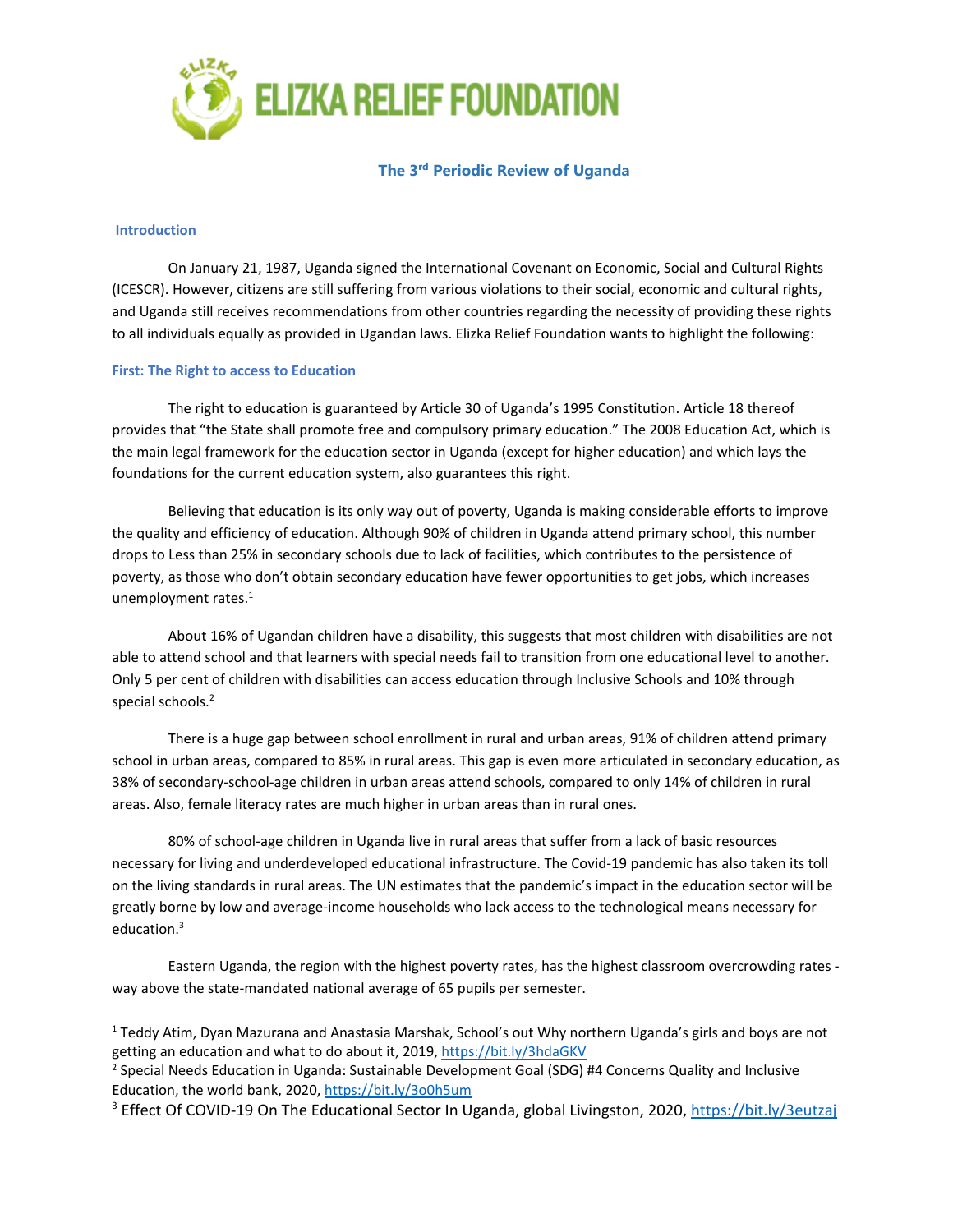# ELIZKA RELIEF FOUNDATION

## The 3rd Periodic Review of Uganda

### Introduction

On January 21, 1987, Uganda signed the International Covenant on Economic, Social and Cultural Rights (ICESCR). However, citizens are still suffering from various violations to their social, economic and cultural rights, and Uganda still receives recommendations from other countries regarding the necessity of providing these rights to all individuals equally as provided in Ugandan laws. Elizka Relief Foundation wants to highlight the following:

### First: The Right to access to Education

The right to education is guaranteed by Article 30 of Uganda's 1995 Constitution. Article 18 thereof provides that "the State shall promote free and compulsory primary education." The 2008 Education Act, which is the main legal framework for the education sector in Uganda (except for higher education) and which lays the foundations for the current education system, also guarantees this right.

Believing that education is its only way out of poverty, Uganda is making considerable efforts to improve the quality and efficiency of education. Although 90% of children in Uganda attend primary school, this number drops to Less than 25% in secondary schools due to lack of facilities, which contributes to the persistence of poverty, as those who don't obtain secondary education have fewer opportunities to get jobs, which increases unemployment rates.[1]

About 16% of Ugandan children have a disability, this suggests that most children with disabilities are not able to attend school and that learners with special needs fail to transition from one educational level to another. Only 5 per cent of children with disabilities can access education through Inclusive Schools and 10% through special schools.[2]

There is a huge gap between school enrollment in rural and urban areas, 91% of children attend primary school in urban areas, compared to 85% in rural areas. This gap is even more articulated in secondary education, as 38% of secondary-school-age children in urban areas attend schools, compared to only 14% of children in rural areas. Also, female literacy rates are much higher in urban areas than in rural ones.

80% of school-age children in Uganda live in rural areas that suffer from a lack of basic resources necessary for living and underdeveloped educational infrastructure. The Covid-19 pandemic has also taken its toll on the living standards in rural areas. The UN estimates that the pandemic's impact in the education sector will be greatly borne by low and average-income households who lack access to the technological means necessary for education.[3]

Eastern Uganda, the region with the highest poverty rates, has the highest classroom overcrowding rates - way above the state-mandated national average of 65 pupils per semester.

---

[1] Teddy Atim, Dyan Mazurana and Anastasia Marshak, School's out Why northern Uganda's girls and boys are not getting an education and what to do about it, 2019, https://bit.ly/3hdaGKV

[2] Special Needs Education in Uganda: Sustainable Development Goal (SDG) #4 Concerns Quality and Inclusive Education, the world bank, 2020, https://bit.ly/3o0h5um

[3] Effect Of COVID-19 On The Educational Sector In Uganda, global Livingston, 2020, https://bit.ly/3eutzaj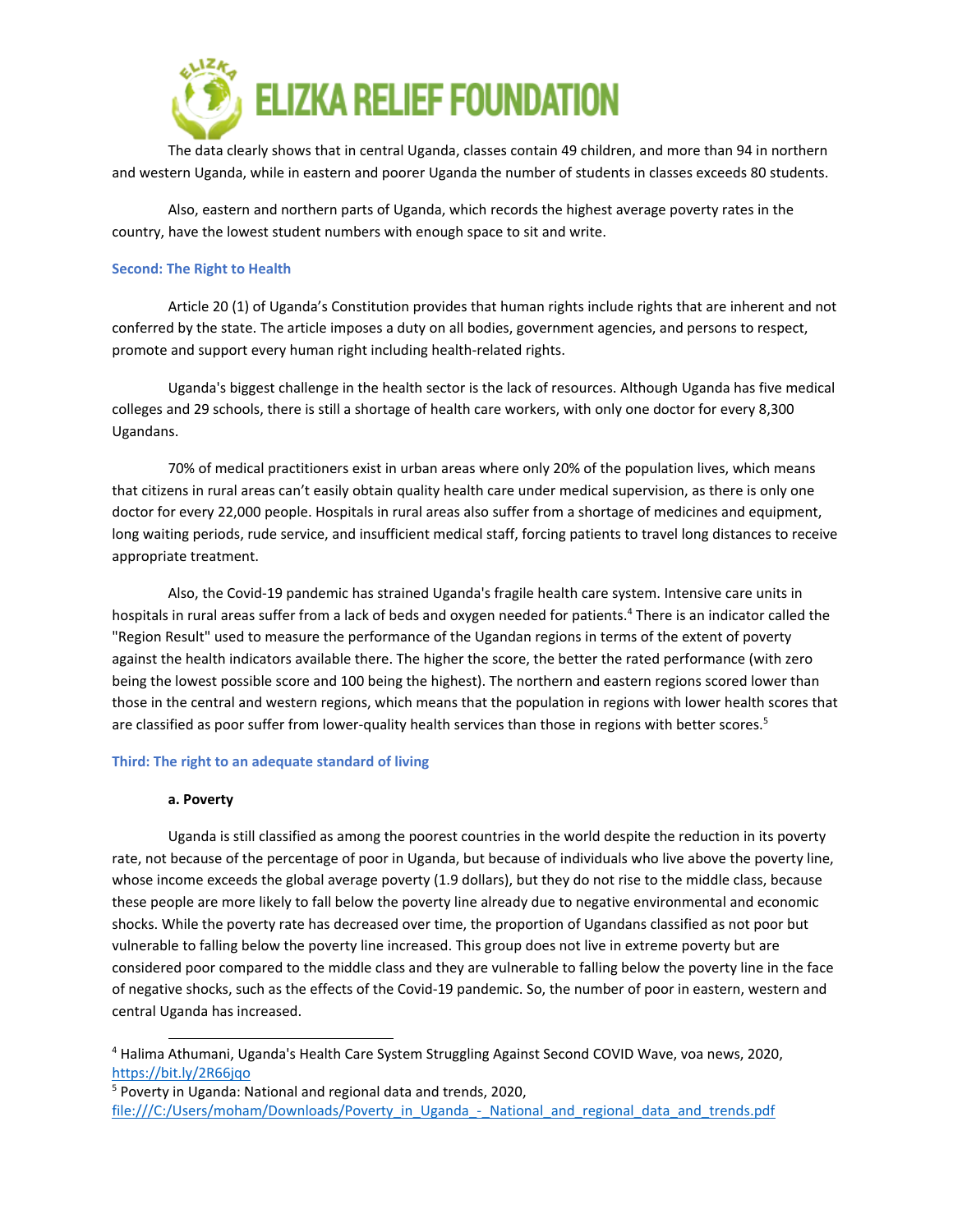The data clearly shows that in central Uganda, classes contain 49 children, and more than 94 in northern and western Uganda, while in eastern and poorer Uganda the number of students in classes exceeds 80 students.

Also, eastern and northern parts of Uganda, which records the highest average poverty rates in the country, have the lowest student numbers with enough space to sit and write.

### Second: The Right to Health

Article 20 (1) of Uganda's Constitution provides that human rights include rights that are inherent and not conferred by the state. The article imposes a duty on all bodies, government agencies, and persons to respect, promote and support every human right including health-related rights.

Uganda's biggest challenge in the health sector is the lack of resources. Although Uganda has five medical colleges and 29 schools, there is still a shortage of health care workers, with only one doctor for every 8,300 Ugandans.

70% of medical practitioners exist in urban areas where only 20% of the population lives, which means that citizens in rural areas can't easily obtain quality health care under medical supervision, as there is only one doctor for every 22,000 people. Hospitals in rural areas also suffer from a shortage of medicines and equipment, long waiting periods, rude service, and insufficient medical staff, forcing patients to travel long distances to receive appropriate treatment.

Also, the Covid-19 pandemic has strained Uganda's fragile health care system. Intensive care units in hospitals in rural areas suffer from a lack of beds and oxygen needed for patients.[4] There is an indicator called the "Region Result" used to measure the performance of the Ugandan regions in terms of the extent of poverty against the health indicators available there. The higher the score, the better the rated performance (with zero being the lowest possible score and 100 being the highest). The northern and eastern regions scored lower than those in the central and western regions, which means that the population in regions with lower health scores that are classified as poor suffer from lower-quality health services than those in regions with better scores.[5]

### Third: The right to an adequate standard of living

#### a. Poverty

Uganda is still classified as among the poorest countries in the world despite the reduction in its poverty rate, not because of the percentage of poor in Uganda, but because of individuals who live above the poverty line, whose income exceeds the global average poverty (1.9 dollars), but they do not rise to the middle class, because these people are more likely to fall below the poverty line already due to negative environmental and economic shocks. While the poverty rate has decreased over time, the proportion of Ugandans classified as not poor but vulnerable to falling below the poverty line increased. This group does not live in extreme poverty but are considered poor compared to the middle class and they are vulnerable to falling below the poverty line in the face of negative shocks, such as the effects of the Covid-19 pandemic. So, the number of poor in eastern, western and central Uganda has increased.

---

[4] Halima Athumani, Uganda's Health Care System Struggling Against Second COVID Wave, voa news, 2020, https://bit.ly/2R66jqo

[5] Poverty in Uganda: National and regional data and trends, 2020, file:///C:/Users/moham/Downloads/Poverty_in_Uganda_-_National_and_regional_data_and_trends.pdf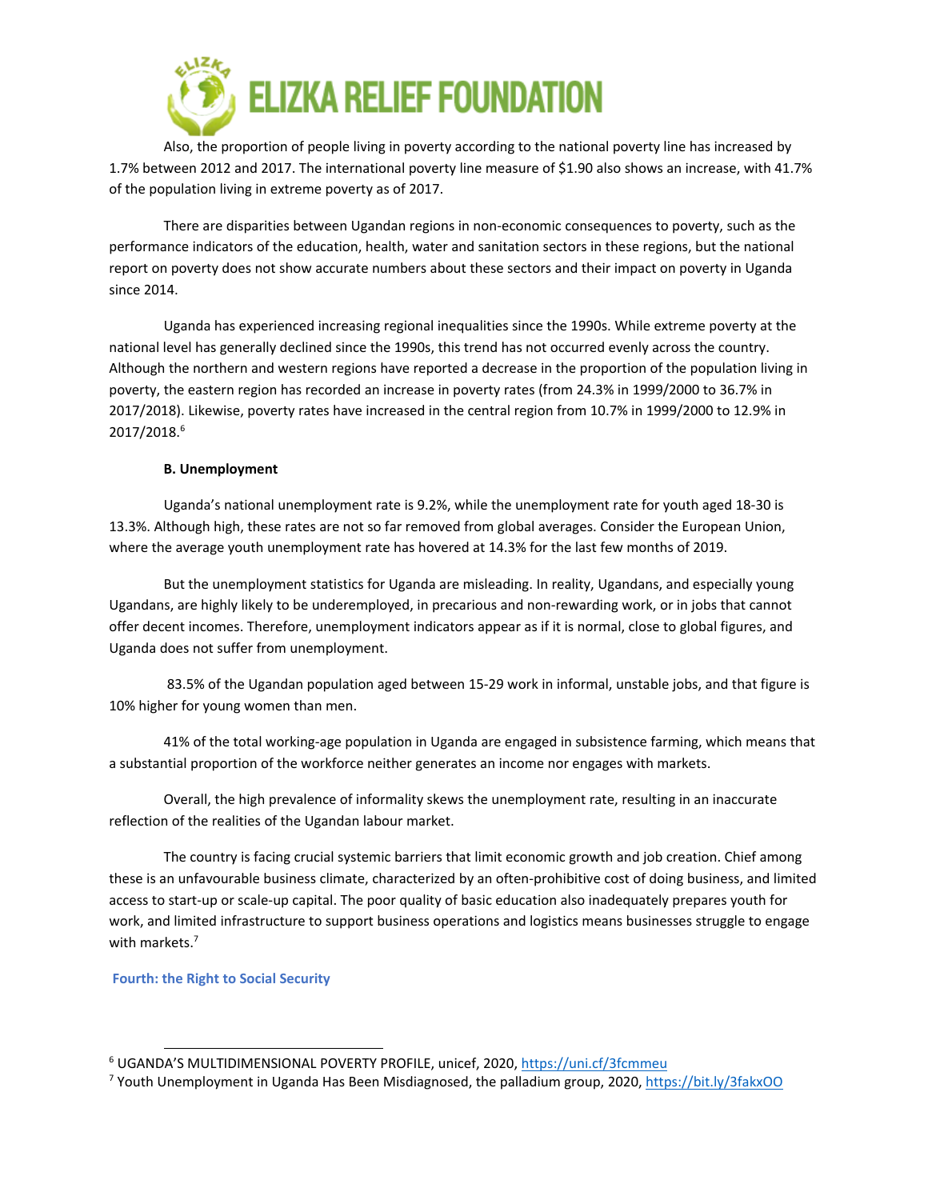Also, the proportion of people living in poverty according to the national poverty line has increased by 1.7% between 2012 and 2017. The international poverty line measure of $1.90 also shows an increase, with 41.7% of the population living in extreme poverty as of 2017.

There are disparities between Ugandan regions in non-economic consequences to poverty, such as the performance indicators of the education, health, water and sanitation sectors in these regions, but the national report on poverty does not show accurate numbers about these sectors and their impact on poverty in Uganda since 2014.

Uganda has experienced increasing regional inequalities since the 1990s. While extreme poverty at the national level has generally declined since the 1990s, this trend has not occurred evenly across the country. Although the northern and western regions have reported a decrease in the proportion of the population living in poverty, the eastern region has recorded an increase in poverty rates (from 24.3% in 1999/2000 to 36.7% in 2017/2018). Likewise, poverty rates have increased in the central region from 10.7% in 1999/2000 to 12.9% in 2017/2018.[6]

**B. Unemployment**

Uganda's national unemployment rate is 9.2%, while the unemployment rate for youth aged 18-30 is 13.3%. Although high, these rates are not so far removed from global averages. Consider the European Union, where the average youth unemployment rate has hovered at 14.3% for the last few months of 2019.

But the unemployment statistics for Uganda are misleading. In reality, Ugandans, and especially young Ugandans, are highly likely to be underemployed, in precarious and non-rewarding work, or in jobs that cannot offer decent incomes. Therefore, unemployment indicators appear as if it is normal, close to global figures, and Uganda does not suffer from unemployment.

83.5% of the Ugandan population aged between 15-29 work in informal, unstable jobs, and that figure is 10% higher for young women than men.

41% of the total working-age population in Uganda are engaged in subsistence farming, which means that a substantial proportion of the workforce neither generates an income nor engages with markets.

Overall, the high prevalence of informality skews the unemployment rate, resulting in an inaccurate reflection of the realities of the Ugandan labour market.

The country is facing crucial systemic barriers that limit economic growth and job creation. Chief among these is an unfavourable business climate, characterized by an often-prohibitive cost of doing business, and limited access to start-up or scale-up capital. The poor quality of basic education also inadequately prepares youth for work, and limited infrastructure to support business operations and logistics means businesses struggle to engage with markets.[7]

### Fourth: the Right to Social Security

---

[6] UGANDA'S MULTIDIMENSIONAL POVERTY PROFILE, unicef, 2020, https://uni.cf/3fcmmeu

[7] Youth Unemployment in Uganda Has Been Misdiagnosed, the palladium group, 2020, https://bit.ly/3fakxOO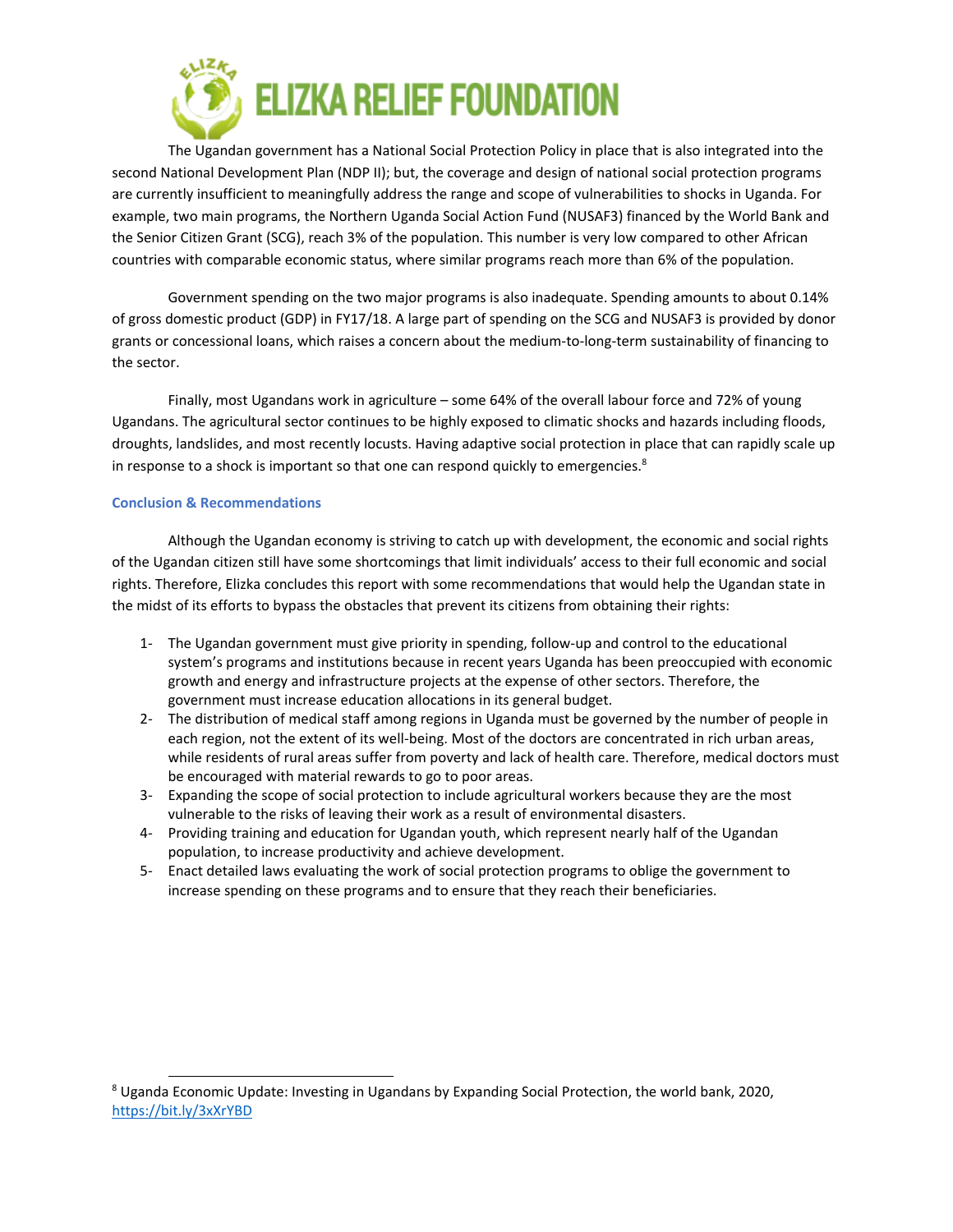The Ugandan government has a National Social Protection Policy in place that is also integrated into the second National Development Plan (NDP II); but, the coverage and design of national social protection programs are currently insufficient to meaningfully address the range and scope of vulnerabilities to shocks in Uganda. For example, two main programs, the Northern Uganda Social Action Fund (NUSAF3) financed by the World Bank and the Senior Citizen Grant (SCG), reach 3% of the population. This number is very low compared to other African countries with comparable economic status, where similar programs reach more than 6% of the population.

Government spending on the two major programs is also inadequate. Spending amounts to about 0.14% of gross domestic product (GDP) in FY17/18. A large part of spending on the SCG and NUSAF3 is provided by donor grants or concessional loans, which raises a concern about the medium-to-long-term sustainability of financing to the sector.

Finally, most Ugandans work in agriculture – some 64% of the overall labour force and 72% of young Ugandans. The agricultural sector continues to be highly exposed to climatic shocks and hazards including floods, droughts, landslides, and most recently locusts. Having adaptive social protection in place that can rapidly scale up in response to a shock is important so that one can respond quickly to emergencies.[8]

## Conclusion & Recommendations

Although the Ugandan economy is striving to catch up with development, the economic and social rights of the Ugandan citizen still have some shortcomings that limit individuals' access to their full economic and social rights. Therefore, Elizka concludes this report with some recommendations that would help the Ugandan state in the midst of its efforts to bypass the obstacles that prevent its citizens from obtaining their rights:

1- The Ugandan government must give priority in spending, follow-up and control to the educational system's programs and institutions because in recent years Uganda has been preoccupied with economic growth and energy and infrastructure projects at the expense of other sectors. Therefore, the government must increase education allocations in its general budget.

2- The distribution of medical staff among regions in Uganda must be governed by the number of people in each region, not the extent of its well-being. Most of the doctors are concentrated in rich urban areas, while residents of rural areas suffer from poverty and lack of health care. Therefore, medical doctors must be encouraged with material rewards to go to poor areas.

3- Expanding the scope of social protection to include agricultural workers because they are the most vulnerable to the risks of leaving their work as a result of environmental disasters.

4- Providing training and education for Ugandan youth, which represent nearly half of the Ugandan population, to increase productivity and achieve development.

5- Enact detailed laws evaluating the work of social protection programs to oblige the government to increase spending on these programs and to ensure that they reach their beneficiaries.

---

[8] Uganda Economic Update: Investing in Ugandans by Expanding Social Protection, the world bank, 2020, https://bit.ly/3xXrYBD